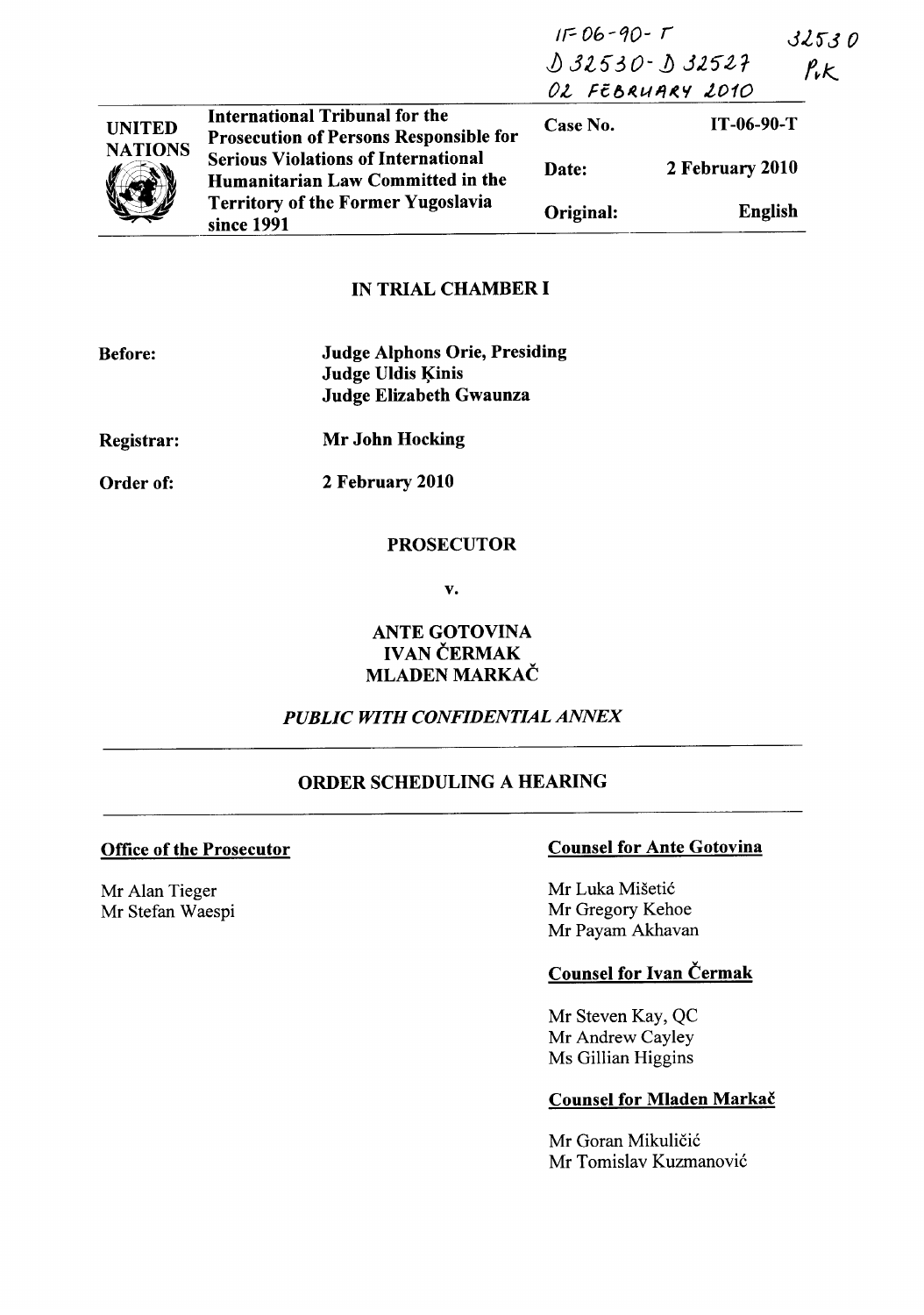IT-06-90-T
D 32530 - D 32527
02 FEBRUARY 2010

32530
PvK

| UNITED NATIONS | International Tribunal for the Prosecution of Persons Responsible for Serious Violations of International Humanitarian Law Committed in the Territory of the Former Yugoslavia since 1991 | Case No. | IT-06-90-T |
|---|---|---|---|
| | | Date: | 2 February 2010 |
| | | Original: | English |

## IN TRIAL CHAMBER I

**Before:** **Judge Alphons Orie, Presiding**
**Judge Uldis Ķinis**
**Judge Elizabeth Gwaunza**

**Registrar:** **Mr John Hocking**

**Order of:** **2 February 2010**

**PROSECUTOR**

**v.**

**ANTE GOTOVINA**
**IVAN ČERMAK**
**MLADEN MARKAČ**

***PUBLIC WITH CONFIDENTIAL ANNEX***

## ORDER SCHEDULING A HEARING

**Office of the Prosecutor**

Mr Alan Tieger
Mr Stefan Waespi

**Counsel for Ante Gotovina**

Mr Luka Mišetić
Mr Gregory Kehoe
Mr Payam Akhavan

**Counsel for Ivan Čermak**

Mr Steven Kay, QC
Mr Andrew Cayley
Ms Gillian Higgins

**Counsel for Mladen Markač**

Mr Goran Mikuličić
Mr Tomislav Kuzmanović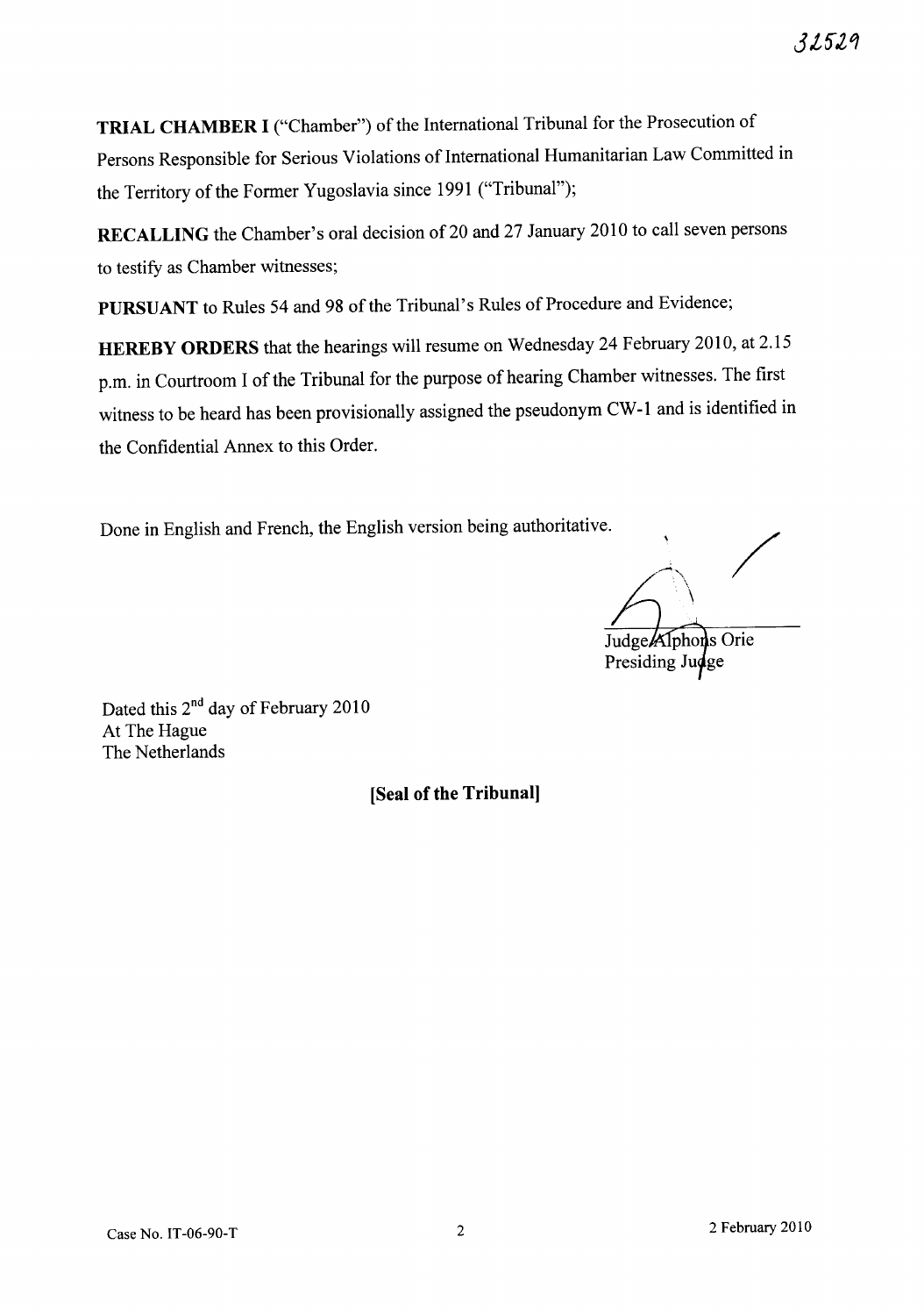**TRIAL CHAMBER I** ("Chamber") of the International Tribunal for the Prosecution of Persons Responsible for Serious Violations of International Humanitarian Law Committed in the Territory of the Former Yugoslavia since 1991 ("Tribunal");

**RECALLING** the Chamber's oral decision of 20 and 27 January 2010 to call seven persons to testify as Chamber witnesses;

**PURSUANT** to Rules 54 and 98 of the Tribunal's Rules of Procedure and Evidence;

**HEREBY ORDERS** that the hearings will resume on Wednesday 24 February 2010, at 2.15 p.m. in Courtroom I of the Tribunal for the purpose of hearing Chamber witnesses. The first witness to be heard has been provisionally assigned the pseudonym CW-1 and is identified in the Confidential Annex to this Order.

Done in English and French, the English version being authoritative.

Judge Alphons Orie
Presiding Judge

Dated this 2nd day of February 2010
At The Hague
The Netherlands

**[Seal of the Tribunal]**